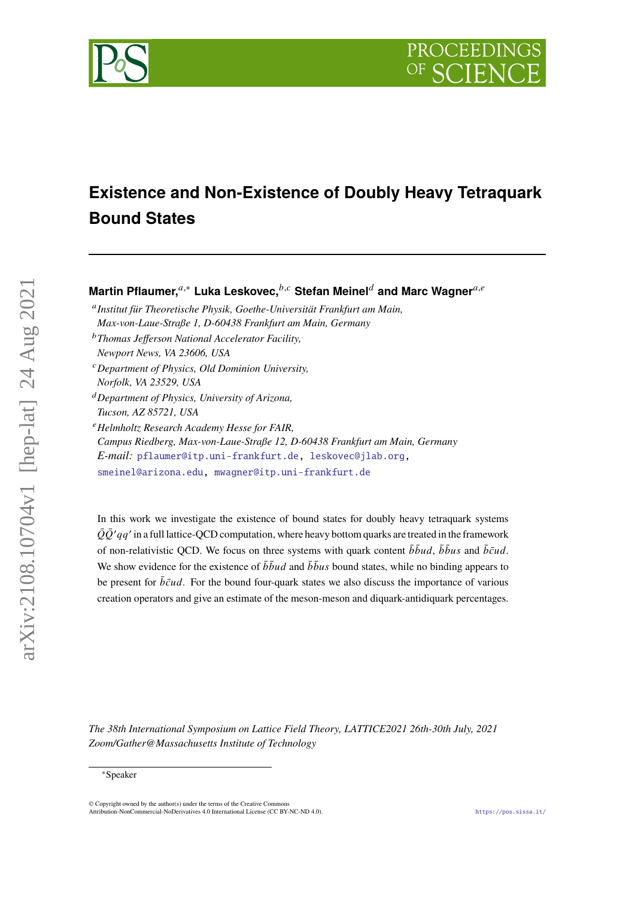# Existence and Non-Existence of Doubly Heavy Tetraquark Bound States

**Martin Pflaumer,**[a,*] **Luka Leskovec,**[b,c] **Stefan Meinel**[d] **and Marc Wagner**[a,e]

[a] *Institut für Theoretische Physik, Goethe-Universität Frankfurt am Main, Max-von-Laue-Straße 1, D-60438 Frankfurt am Main, Germany*

[b] *Thomas Jefferson National Accelerator Facility, Newport News, VA 23606, USA*

[c] *Department of Physics, Old Dominion University, Norfolk, VA 23529, USA*

[d] *Department of Physics, University of Arizona, Tucson, AZ 85721, USA*

[e] *Helmholtz Research Academy Hesse for FAIR, Campus Riedberg, Max-von-Laue-Straße 12, D-60438 Frankfurt am Main, Germany*

*E-mail:* pflaumer@itp.uni-frankfurt.de, leskovec@jlab.org, smeinel@arizona.edu, mwagner@itp.uni-frankfurt.de

In this work we investigate the existence of bound states for doubly heavy tetraquark systems $\bar{Q}\bar{Q}'qq'$ in a full lattice-QCD computation, where heavy bottom quarks are treated in the framework of non-relativistic QCD. We focus on three systems with quark content $\bar{b}\bar{b}ud$, $\bar{b}\bar{b}us$ and $\bar{b}\bar{c}ud$. We show evidence for the existence of $\bar{b}\bar{b}ud$ and $\bar{b}\bar{b}us$ bound states, while no binding appears to be present for $\bar{b}\bar{c}ud$. For the bound four-quark states we also discuss the importance of various creation operators and give an estimate of the meson-meson and diquark-antidiquark percentages.

*The 38th International Symposium on Lattice Field Theory, LATTICE2021 26th-30th July, 2021 Zoom/Gather@Massachusetts Institute of Technology*

[*] Speaker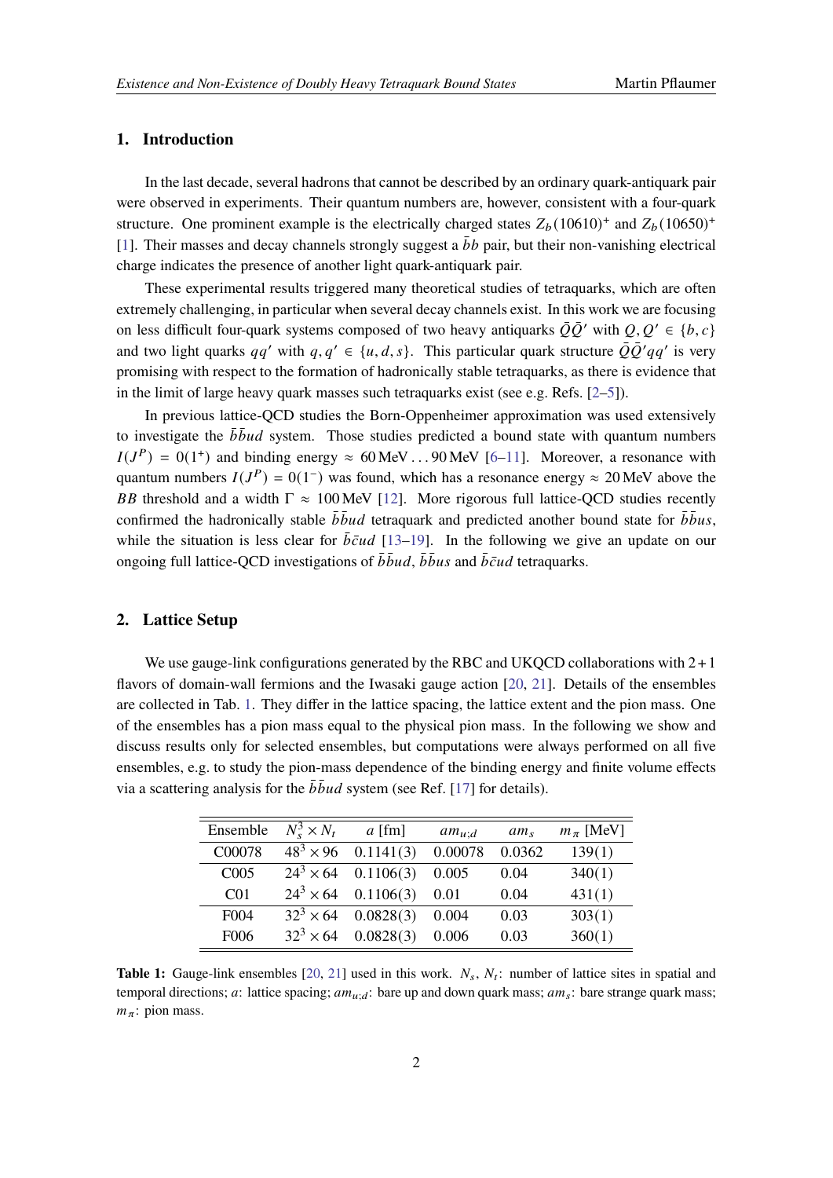## 1. Introduction

In the last decade, several hadrons that cannot be described by an ordinary quark-antiquark pair were observed in experiments. Their quantum numbers are, however, consistent with a four-quark structure. One prominent example is the electrically charged states $Z_b(10610)^+$ and $Z_b(10650)^+$ [1]. Their masses and decay channels strongly suggest a $\bar{b}b$ pair, but their non-vanishing electrical charge indicates the presence of another light quark-antiquark pair.

These experimental results triggered many theoretical studies of tetraquarks, which are often extremely challenging, in particular when several decay channels exist. In this work we are focusing on less difficult four-quark systems composed of two heavy antiquarks $\bar{Q}\bar{Q}'$ with $Q, Q' \in \{b, c\}$ and two light quarks $qq'$ with $q, q' \in \{u, d, s\}$. This particular quark structure $\bar{Q}\bar{Q}'qq'$ is very promising with respect to the formation of hadronically stable tetraquarks, as there is evidence that in the limit of large heavy quark masses such tetraquarks exist (see e.g. Refs. [2–5]).

In previous lattice-QCD studies the Born-Oppenheimer approximation was used extensively to investigate the $\bar{b}\bar{b}ud$ system. Those studies predicted a bound state with quantum numbers $I(J^P) = 0(1^+)$ and binding energy $\approx 60\,\text{MeV} \ldots 90\,\text{MeV}$ [6–11]. Moreover, a resonance with quantum numbers $I(J^P) = 0(1^-)$ was found, which has a resonance energy $\approx 20\,\text{MeV}$ above the $BB$ threshold and a width $\Gamma \approx 100\,\text{MeV}$ [12]. More rigorous full lattice-QCD studies recently confirmed the hadronically stable $\bar{b}\bar{b}ud$ tetraquark and predicted another bound state for $\bar{b}\bar{b}us$, while the situation is less clear for $\bar{b}\bar{c}ud$ [13–19]. In the following we give an update on our ongoing full lattice-QCD investigations of $\bar{b}\bar{b}ud$, $\bar{b}\bar{b}us$ and $\bar{b}\bar{c}ud$ tetraquarks.

## 2. Lattice Setup

We use gauge-link configurations generated by the RBC and UKQCD collaborations with $2+1$ flavors of domain-wall fermions and the Iwasaki gauge action [20, 21]. Details of the ensembles are collected in Tab. 1. They differ in the lattice spacing, the lattice extent and the pion mass. One of the ensembles has a pion mass equal to the physical pion mass. In the following we show and discuss results only for selected ensembles, but computations were always performed on all five ensembles, e.g. to study the pion-mass dependence of the binding energy and finite volume effects via a scattering analysis for the $\bar{b}\bar{b}ud$ system (see Ref. [17] for details).

| Ensemble | $N_s^3 \times N_t$ | $a$ [fm] | $am_{u;d}$ | $am_s$ | $m_\pi$ [MeV] |
|---|---|---|---|---|---|
| C00078 | $48^3 \times 96$ | 0.1141(3) | 0.00078 | 0.0362 | 139(1) |
| C005 | $24^3 \times 64$ | 0.1106(3) | 0.005 | 0.04 | 340(1) |
| C01 | $24^3 \times 64$ | 0.1106(3) | 0.01 | 0.04 | 431(1) |
| F004 | $32^3 \times 64$ | 0.0828(3) | 0.004 | 0.03 | 303(1) |
| F006 | $32^3 \times 64$ | 0.0828(3) | 0.006 | 0.03 | 360(1) |

**Table 1:** Gauge-link ensembles [20, 21] used in this work. $N_s$, $N_t$: number of lattice sites in spatial and temporal directions; $a$: lattice spacing; $am_{u;d}$: bare up and down quark mass; $am_s$: bare strange quark mass; $m_\pi$: pion mass.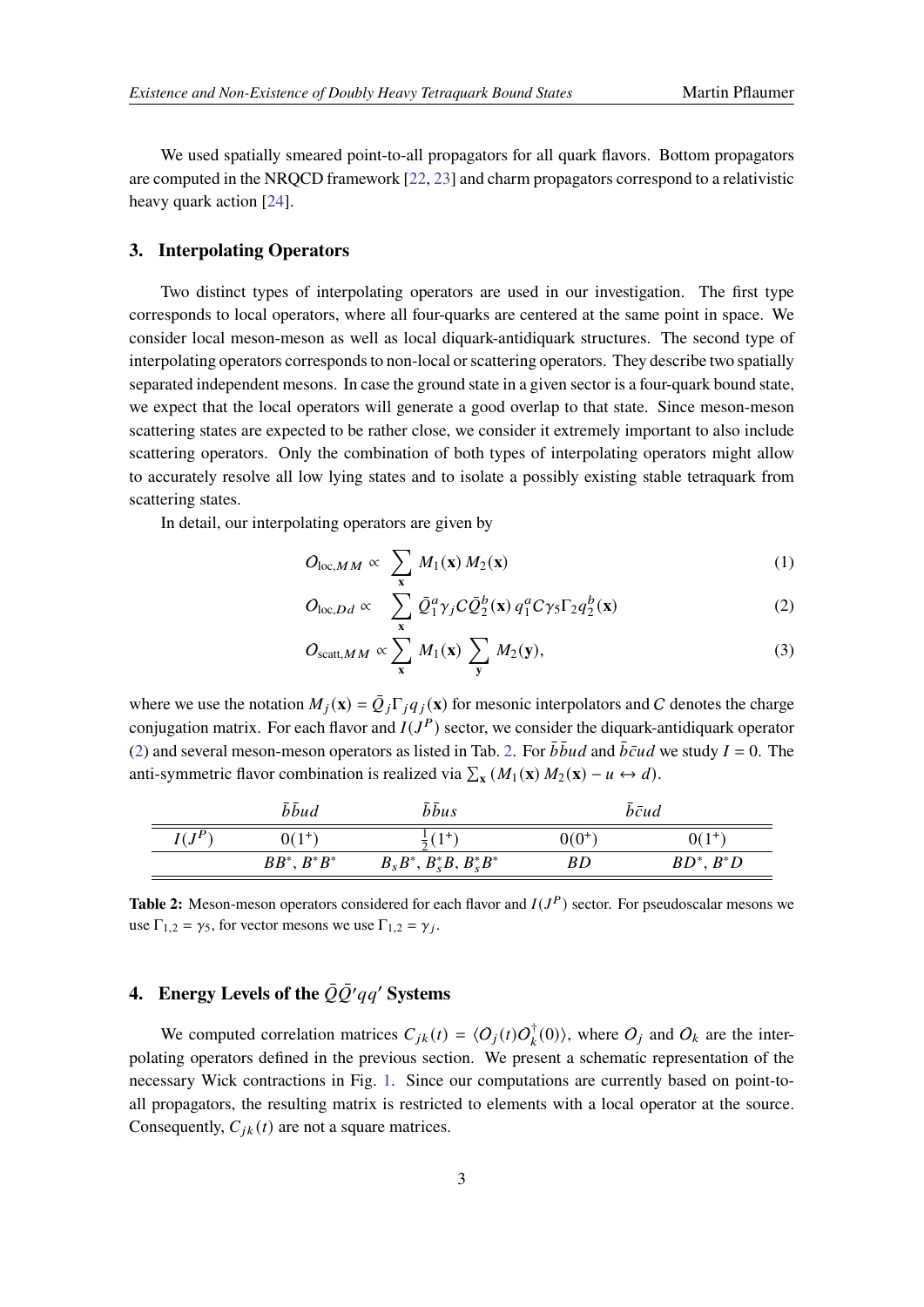We used spatially smeared point-to-all propagators for all quark flavors. Bottom propagators are computed in the NRQCD framework [22, 23] and charm propagators correspond to a relativistic heavy quark action [24].

## 3. Interpolating Operators

Two distinct types of interpolating operators are used in our investigation. The first type corresponds to local operators, where all four-quarks are centered at the same point in space. We consider local meson-meson as well as local diquark-antidiquark structures. The second type of interpolating operators corresponds to non-local or scattering operators. They describe two spatially separated independent mesons. In case the ground state in a given sector is a four-quark bound state, we expect that the local operators will generate a good overlap to that state. Since meson-meson scattering states are expected to be rather close, we consider it extremely important to also include scattering operators. Only the combination of both types of interpolating operators might allow to accurately resolve all low lying states and to isolate a possibly existing stable tetraquark from scattering states.

In detail, our interpolating operators are given by

$$\mathcal{O}_{\text{loc},MM} \propto \sum_{\mathbf{x}} M_1(\mathbf{x})\, M_2(\mathbf{x}) \tag{1}$$

$$\mathcal{O}_{\text{loc},Dd} \propto \sum_{\mathbf{x}} \bar{Q}_1^a \gamma_j C \bar{Q}_2^b(\mathbf{x})\, q_1^a C\gamma_5\Gamma_2 q_2^b(\mathbf{x}) \tag{2}$$

$$\mathcal{O}_{\text{scatt},MM} \propto \sum_{\mathbf{x}} M_1(\mathbf{x}) \sum_{\mathbf{y}} M_2(\mathbf{y}), \tag{3}$$

where we use the notation $M_j(\mathbf{x}) = \bar{Q}_j\Gamma_j q_j(\mathbf{x})$ for mesonic interpolators and $C$ denotes the charge conjugation matrix. For each flavor and $I(J^P)$ sector, we consider the diquark-antidiquark operator (2) and several meson-meson operators as listed in Tab. 2. For $\bar{b}\bar{b}ud$ and $\bar{b}\bar{c}ud$ we study $I = 0$. The anti-symmetric flavor combination is realized via $\sum_{\mathbf{x}} (M_1(\mathbf{x})\, M_2(\mathbf{x}) - u \leftrightarrow d)$.

| | $\bar{b}\bar{b}ud$ | $\bar{b}\bar{b}us$ | $\bar{b}\bar{c}ud$ | |
|---|---|---|---|---|
| $I(J^P)$ | $0(1^+)$ | $\frac{1}{2}(1^+)$ | $0(0^+)$ | $0(1^+)$ |
| | $BB^*$, $B^*B^*$ | $B_sB^*$, $B_s^*B$, $B_s^*B^*$ | $BD$ | $BD^*$, $B^*D$ |

**Table 2:** Meson-meson operators considered for each flavor and $I(J^P)$ sector. For pseudoscalar mesons we use $\Gamma_{1,2} = \gamma_5$, for vector mesons we use $\Gamma_{1,2} = \gamma_j$.

## 4. Energy Levels of the $\bar{Q}\bar{Q}'qq'$ Systems

We computed correlation matrices $C_{jk}(t) = \langle \mathcal{O}_j(t)\mathcal{O}_k^\dagger(0)\rangle$, where $\mathcal{O}_j$ and $\mathcal{O}_k$ are the interpolating operators defined in the previous section. We present a schematic representation of the necessary Wick contractions in Fig. 1. Since our computations are currently based on point-to-all propagators, the resulting matrix is restricted to elements with a local operator at the source. Consequently, $C_{jk}(t)$ are not a square matrices.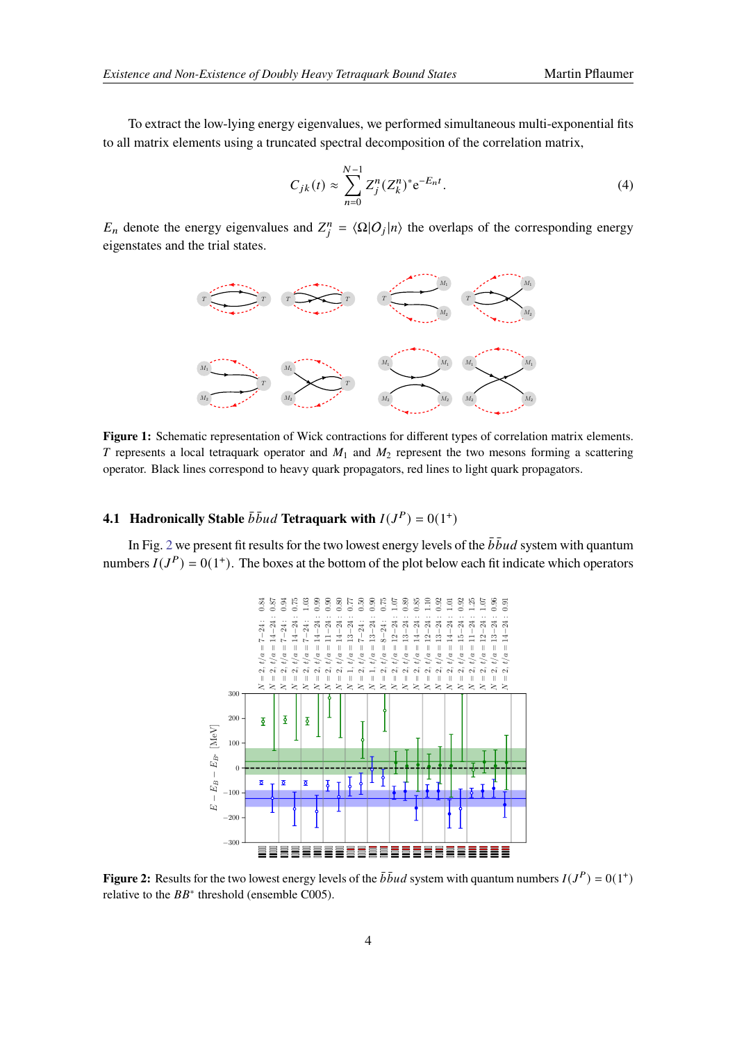To extract the low-lying energy eigenvalues, we performed simultaneous multi-exponential fits to all matrix elements using a truncated spectral decomposition of the correlation matrix,

$$C_{jk}(t) \approx \sum_{n=0}^{N-1} Z_j^n (Z_k^n)^* \mathrm{e}^{-E_n t}. \tag{4}$$

$E_n$ denote the energy eigenvalues and $Z_j^n = \langle \Omega | O_j | n \rangle$ the overlaps of the corresponding energy eigenstates and the trial states.

**Figure 1:** Schematic representation of Wick contractions for different types of correlation matrix elements. $T$ represents a local tetraquark operator and $M_1$ and $M_2$ represent the two mesons forming a scattering operator. Black lines correspond to heavy quark propagators, red lines to light quark propagators.

### 4.1 Hadronically Stable $\bar{b}\bar{b}ud$ Tetraquark with $I(J^P) = 0(1^+)$

In Fig. 2 we present fit results for the two lowest energy levels of the $\bar{b}\bar{b}ud$ system with quantum numbers $I(J^P) = 0(1^+)$. The boxes at the bottom of the plot below each fit indicate which operators

**Figure 2:** Results for the two lowest energy levels of the $\bar{b}\bar{b}ud$ system with quantum numbers $I(J^P) = 0(1^+)$ relative to the $BB^*$ threshold (ensemble C005).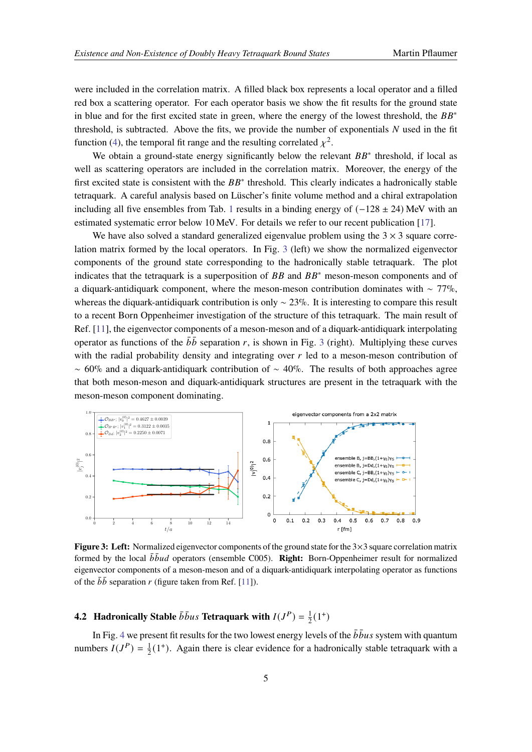were included in the correlation matrix. A filled black box represents a local operator and a filled red box a scattering operator. For each operator basis we show the fit results for the ground state in blue and for the first excited state in green, where the energy of the lowest threshold, the $BB^*$ threshold, is subtracted. Above the fits, we provide the number of exponentials $N$ used in the fit function (4), the temporal fit range and the resulting correlated $\chi^2$.

We obtain a ground-state energy significantly below the relevant $BB^*$ threshold, if local as well as scattering operators are included in the correlation matrix. Moreover, the energy of the first excited state is consistent with the $BB^*$ threshold. This clearly indicates a hadronically stable tetraquark. A careful analysis based on Lüscher's finite volume method and a chiral extrapolation including all five ensembles from Tab. 1 results in a binding energy of $(-128 \pm 24)$ MeV with an estimated systematic error below 10 MeV. For details we refer to our recent publication [17].

We have also solved a standard generalized eigenvalue problem using the $3 \times 3$ square correlation matrix formed by the local operators. In Fig. 3 (left) we show the normalized eigenvector components of the ground state corresponding to the hadronically stable tetraquark. The plot indicates that the tetraquark is a superposition of $BB$ and $BB^*$ meson-meson components and of a diquark-antidiquark component, where the meson-meson contribution dominates with $\sim 77\%$, whereas the diquark-antidiquark contribution is only $\sim 23\%$. It is interesting to compare this result to a recent Born Oppenheimer investigation of the structure of this tetraquark. The main result of Ref. [11], the eigenvector components of a meson-meson and of a diquark-antidiquark interpolating operator as functions of the $\bar{b}\bar{b}$ separation $r$, is shown in Fig. 3 (right). Multiplying these curves with the radial probability density and integrating over $r$ led to a meson-meson contribution of $\sim 60\%$ and a diquark-antidiquark contribution of $\sim 40\%$. The results of both approaches agree that both meson-meson and diquark-antidiquark structures are present in the tetraquark with the meson-meson component dominating.

**Figure 3: Left:** Normalized eigenvector components of the ground state for the $3\times3$ square correlation matrix formed by the local $\bar{b}\bar{b}ud$ operators (ensemble C005). **Right:** Born-Oppenheimer result for normalized eigenvector components of a meson-meson and of a diquark-antidiquark interpolating operator as functions of the $\bar{b}\bar{b}$ separation $r$ (figure taken from Ref. [11]).

### 4.2 Hadronically Stable $\bar{b}\bar{b}us$ Tetraquark with $I(J^P) = \frac{1}{2}(1^+)$

In Fig. 4 we present fit results for the two lowest energy levels of the $\bar{b}\bar{b}us$ system with quantum numbers $I(J^P) = \frac{1}{2}(1^+)$. Again there is clear evidence for a hadronically stable tetraquark with a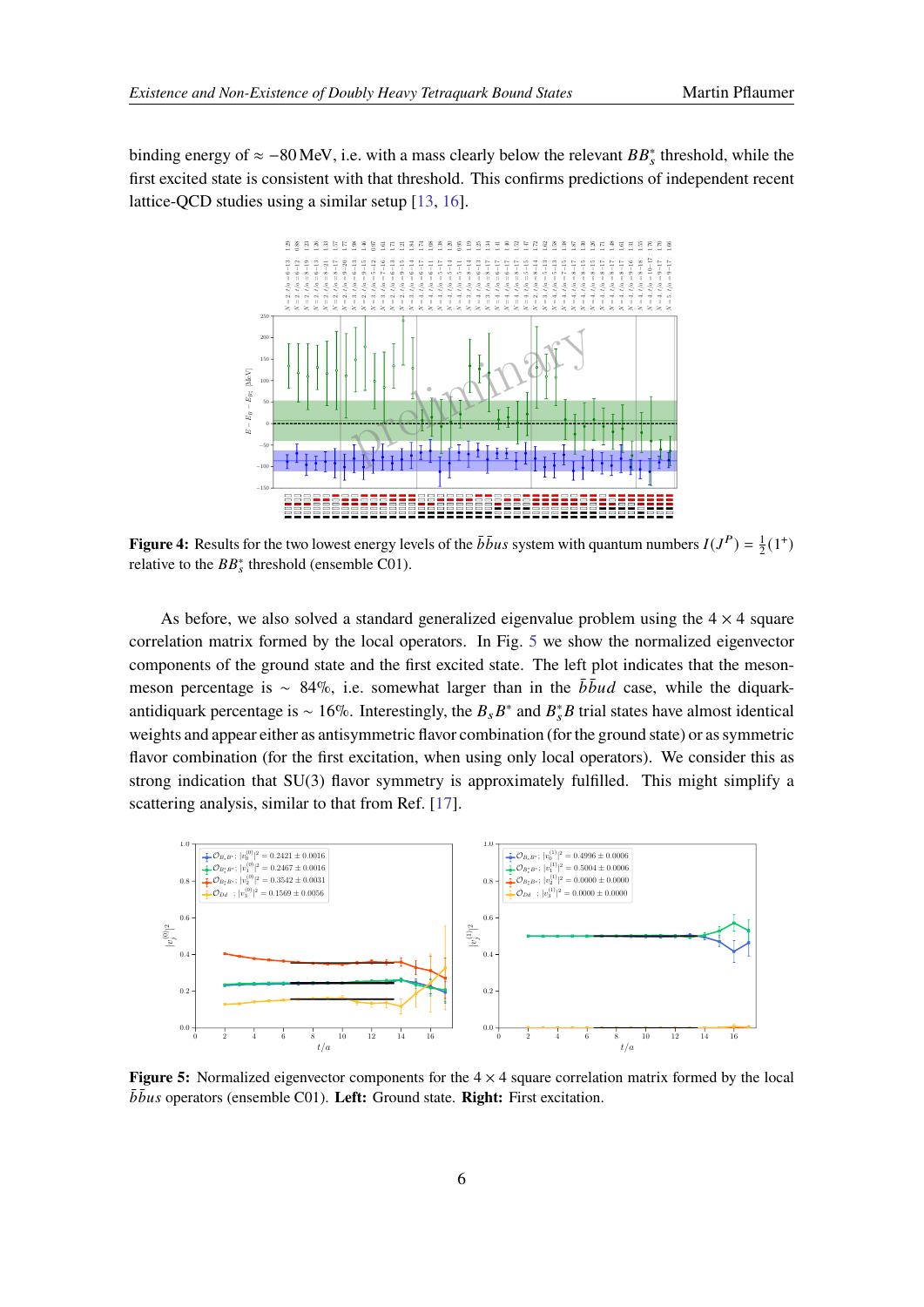binding energy of ≈ −80 MeV, i.e. with a mass clearly below the relevant $BB_s^*$ threshold, while the first excited state is consistent with that threshold. This confirms predictions of independent recent lattice-QCD studies using a similar setup [13, 16].

**Figure 4:** Results for the two lowest energy levels of the $\bar{b}\bar{b}us$ system with quantum numbers $I(J^P) = \frac{1}{2}(1^+)$ relative to the $BB_s^*$ threshold (ensemble C01).

As before, we also solved a standard generalized eigenvalue problem using the $4 \times 4$ square correlation matrix formed by the local operators. In Fig. 5 we show the normalized eigenvector components of the ground state and the first excited state. The left plot indicates that the meson-meson percentage is $\sim 84\%$, i.e. somewhat larger than in the $\bar{b}\bar{b}ud$ case, while the diquark-antidiquark percentage is $\sim 16\%$. Interestingly, the $B_s B^*$ and $B_s^* B$ trial states have almost identical weights and appear either as antisymmetric flavor combination (for the ground state) or as symmetric flavor combination (for the first excitation, when using only local operators). We consider this as strong indication that SU(3) flavor symmetry is approximately fulfilled. This might simplify a scattering analysis, similar to that from Ref. [17].

**Figure 5:** Normalized eigenvector components for the $4 \times 4$ square correlation matrix formed by the local $\bar{b}\bar{b}us$ operators (ensemble C01). **Left:** Ground state. **Right:** First excitation.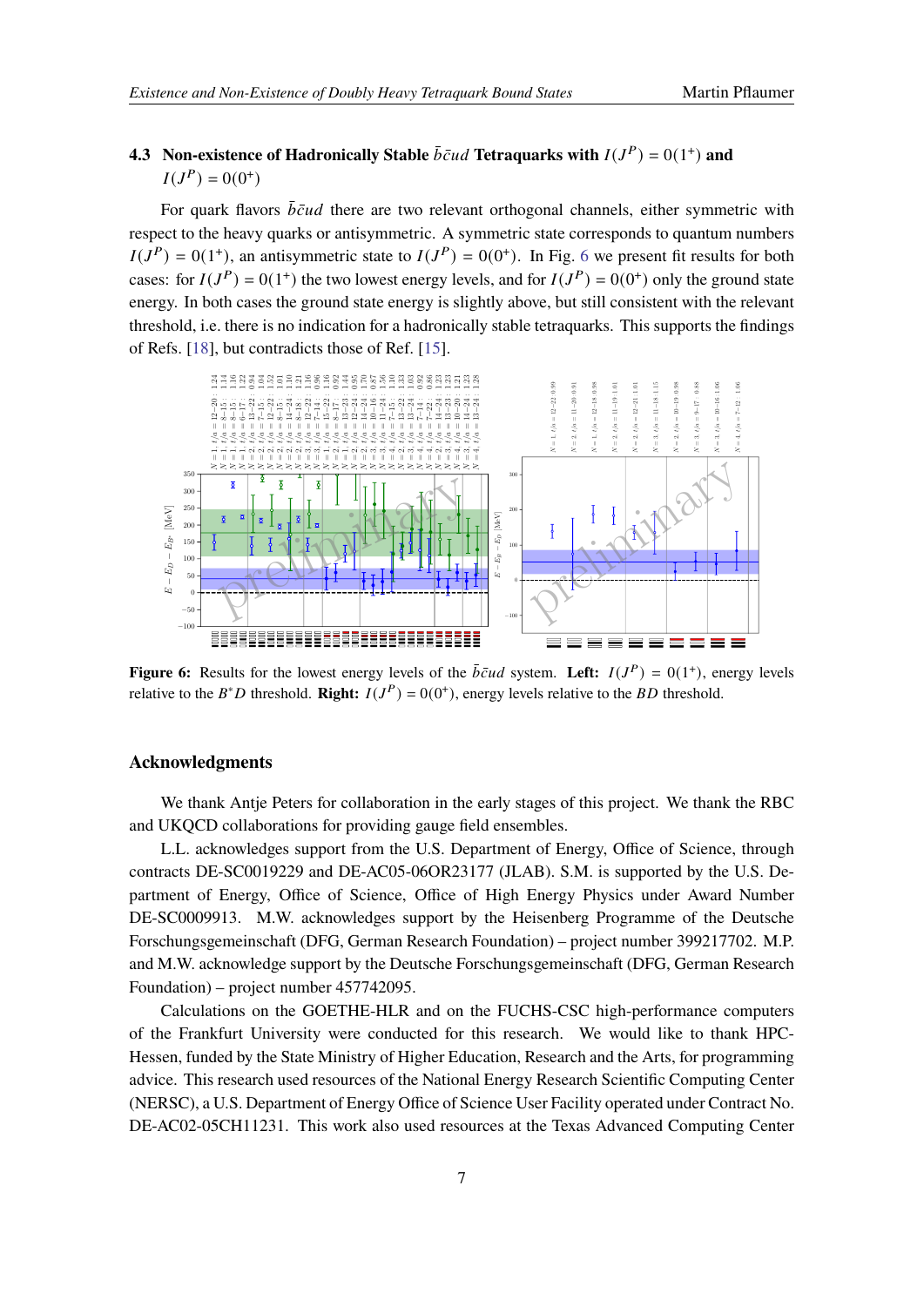### 4.3 Non-existence of Hadronically Stable $\bar{b}\bar{c}ud$ Tetraquarks with $I(J^P) = 0(1^+)$ and $I(J^P) = 0(0^+)$

For quark flavors $\bar{b}\bar{c}ud$ there are two relevant orthogonal channels, either symmetric with respect to the heavy quarks or antisymmetric. A symmetric state corresponds to quantum numbers $I(J^P) = 0(1^+)$, an antisymmetric state to $I(J^P) = 0(0^+)$. In Fig. 6 we present fit results for both cases: for $I(J^P) = 0(1^+)$ the two lowest energy levels, and for $I(J^P) = 0(0^+)$ only the ground state energy. In both cases the ground state energy is slightly above, but still consistent with the relevant threshold, i.e. there is no indication for a hadronically stable tetraquarks. This supports the findings of Refs. [18], but contradicts those of Ref. [15].

**Figure 6:** Results for the lowest energy levels of the $\bar{b}\bar{c}ud$ system. **Left:** $I(J^P) = 0(1^+)$, energy levels relative to the $B^*D$ threshold. **Right:** $I(J^P) = 0(0^+)$, energy levels relative to the $BD$ threshold.

## Acknowledgments

We thank Antje Peters for collaboration in the early stages of this project. We thank the RBC and UKQCD collaborations for providing gauge field ensembles.

L.L. acknowledges support from the U.S. Department of Energy, Office of Science, through contracts DE-SC0019229 and DE-AC05-06OR23177 (JLAB). S.M. is supported by the U.S. Department of Energy, Office of Science, Office of High Energy Physics under Award Number DE-SC0009913. M.W. acknowledges support by the Heisenberg Programme of the Deutsche Forschungsgemeinschaft (DFG, German Research Foundation) – project number 399217702. M.P. and M.W. acknowledge support by the Deutsche Forschungsgemeinschaft (DFG, German Research Foundation) – project number 457742095.

Calculations on the GOETHE-HLR and on the FUCHS-CSC high-performance computers of the Frankfurt University were conducted for this research. We would like to thank HPC-Hessen, funded by the State Ministry of Higher Education, Research and the Arts, for programming advice. This research used resources of the National Energy Research Scientific Computing Center (NERSC), a U.S. Department of Energy Office of Science User Facility operated under Contract No. DE-AC02-05CH11231. This work also used resources at the Texas Advanced Computing Center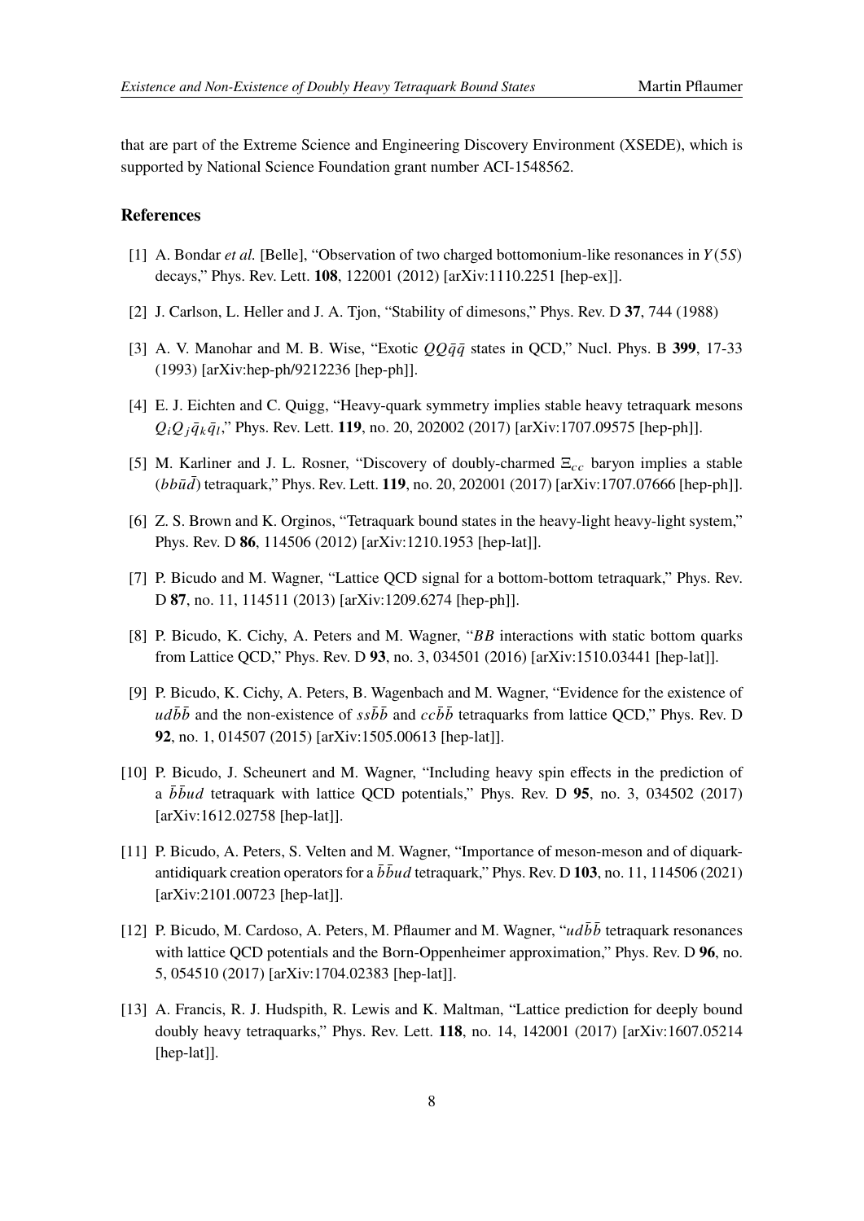that are part of the Extreme Science and Engineering Discovery Environment (XSEDE), which is supported by National Science Foundation grant number ACI-1548562.

## References

[1] A. Bondar *et al.* [Belle], "Observation of two charged bottomonium-like resonances in $Y(5S)$ decays," Phys. Rev. Lett. **108**, 122001 (2012) [arXiv:1110.2251 [hep-ex]].

[2] J. Carlson, L. Heller and J. A. Tjon, "Stability of dimesons," Phys. Rev. D **37**, 744 (1988)

[3] A. V. Manohar and M. B. Wise, "Exotic $QQ\bar{q}\bar{q}$ states in QCD," Nucl. Phys. B **399**, 17-33 (1993) [arXiv:hep-ph/9212236 [hep-ph]].

[4] E. J. Eichten and C. Quigg, "Heavy-quark symmetry implies stable heavy tetraquark mesons $Q_i Q_j \bar{q}_k \bar{q}_l$," Phys. Rev. Lett. **119**, no. 20, 202002 (2017) [arXiv:1707.09575 [hep-ph]].

[5] M. Karliner and J. L. Rosner, "Discovery of doubly-charmed $\Xi_{cc}$ baryon implies a stable ($bb\bar{u}\bar{d}$) tetraquark," Phys. Rev. Lett. **119**, no. 20, 202001 (2017) [arXiv:1707.07666 [hep-ph]].

[6] Z. S. Brown and K. Orginos, "Tetraquark bound states in the heavy-light heavy-light system," Phys. Rev. D **86**, 114506 (2012) [arXiv:1210.1953 [hep-lat]].

[7] P. Bicudo and M. Wagner, "Lattice QCD signal for a bottom-bottom tetraquark," Phys. Rev. D **87**, no. 11, 114511 (2013) [arXiv:1209.6274 [hep-ph]].

[8] P. Bicudo, K. Cichy, A. Peters and M. Wagner, "$BB$ interactions with static bottom quarks from Lattice QCD," Phys. Rev. D **93**, no. 3, 034501 (2016) [arXiv:1510.03441 [hep-lat]].

[9] P. Bicudo, K. Cichy, A. Peters, B. Wagenbach and M. Wagner, "Evidence for the existence of $ud\bar{b}\bar{b}$ and the non-existence of $ss\bar{b}\bar{b}$ and $cc\bar{b}\bar{b}$ tetraquarks from lattice QCD," Phys. Rev. D **92**, no. 1, 014507 (2015) [arXiv:1505.00613 [hep-lat]].

[10] P. Bicudo, J. Scheunert and M. Wagner, "Including heavy spin effects in the prediction of a $\bar{b}\bar{b}ud$ tetraquark with lattice QCD potentials," Phys. Rev. D **95**, no. 3, 034502 (2017) [arXiv:1612.02758 [hep-lat]].

[11] P. Bicudo, A. Peters, S. Velten and M. Wagner, "Importance of meson-meson and of diquark-antidiquark creation operators for a $\bar{b}\bar{b}ud$ tetraquark," Phys. Rev. D **103**, no. 11, 114506 (2021) [arXiv:2101.00723 [hep-lat]].

[12] P. Bicudo, M. Cardoso, A. Peters, M. Pflaumer and M. Wagner, "$ud\bar{b}\bar{b}$ tetraquark resonances with lattice QCD potentials and the Born-Oppenheimer approximation," Phys. Rev. D **96**, no. 5, 054510 (2017) [arXiv:1704.02383 [hep-lat]].

[13] A. Francis, R. J. Hudspith, R. Lewis and K. Maltman, "Lattice prediction for deeply bound doubly heavy tetraquarks," Phys. Rev. Lett. **118**, no. 14, 142001 (2017) [arXiv:1607.05214 [hep-lat]].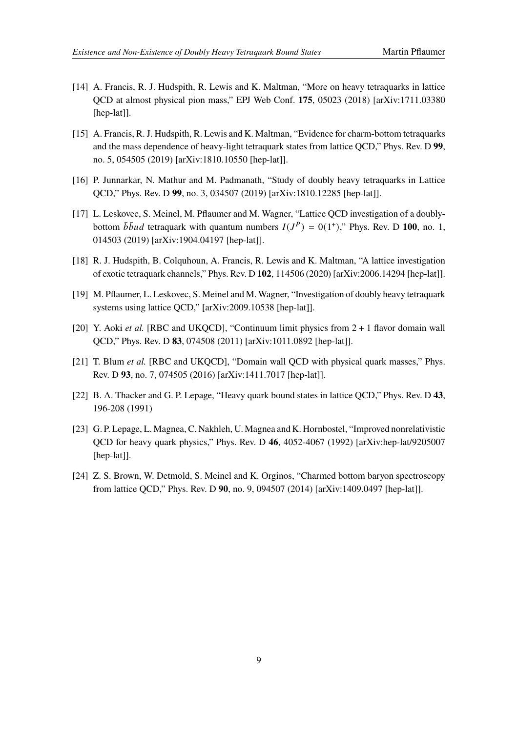[14] A. Francis, R. J. Hudspith, R. Lewis and K. Maltman, "More on heavy tetraquarks in lattice QCD at almost physical pion mass," EPJ Web Conf. **175**, 05023 (2018) [arXiv:1711.03380 [hep-lat]].

[15] A. Francis, R. J. Hudspith, R. Lewis and K. Maltman, "Evidence for charm-bottom tetraquarks and the mass dependence of heavy-light tetraquark states from lattice QCD," Phys. Rev. D **99**, no. 5, 054505 (2019) [arXiv:1810.10550 [hep-lat]].

[16] P. Junnarkar, N. Mathur and M. Padmanath, "Study of doubly heavy tetraquarks in Lattice QCD," Phys. Rev. D **99**, no. 3, 034507 (2019) [arXiv:1810.12285 [hep-lat]].

[17] L. Leskovec, S. Meinel, M. Pflaumer and M. Wagner, "Lattice QCD investigation of a doubly-bottom $\bar{b}\bar{b}ud$ tetraquark with quantum numbers $I(J^P) = 0(1^+)$," Phys. Rev. D **100**, no. 1, 014503 (2019) [arXiv:1904.04197 [hep-lat]].

[18] R. J. Hudspith, B. Colquhoun, A. Francis, R. Lewis and K. Maltman, "A lattice investigation of exotic tetraquark channels," Phys. Rev. D **102**, 114506 (2020) [arXiv:2006.14294 [hep-lat]].

[19] M. Pflaumer, L. Leskovec, S. Meinel and M. Wagner, "Investigation of doubly heavy tetraquark systems using lattice QCD," [arXiv:2009.10538 [hep-lat]].

[20] Y. Aoki *et al.* [RBC and UKQCD], "Continuum limit physics from 2 + 1 flavor domain wall QCD," Phys. Rev. D **83**, 074508 (2011) [arXiv:1011.0892 [hep-lat]].

[21] T. Blum *et al.* [RBC and UKQCD], "Domain wall QCD with physical quark masses," Phys. Rev. D **93**, no. 7, 074505 (2016) [arXiv:1411.7017 [hep-lat]].

[22] B. A. Thacker and G. P. Lepage, "Heavy quark bound states in lattice QCD," Phys. Rev. D **43**, 196-208 (1991)

[23] G. P. Lepage, L. Magnea, C. Nakhleh, U. Magnea and K. Hornbostel, "Improved nonrelativistic QCD for heavy quark physics," Phys. Rev. D **46**, 4052-4067 (1992) [arXiv:hep-lat/9205007 [hep-lat]].

[24] Z. S. Brown, W. Detmold, S. Meinel and K. Orginos, "Charmed bottom baryon spectroscopy from lattice QCD," Phys. Rev. D **90**, no. 9, 094507 (2014) [arXiv:1409.0497 [hep-lat]].